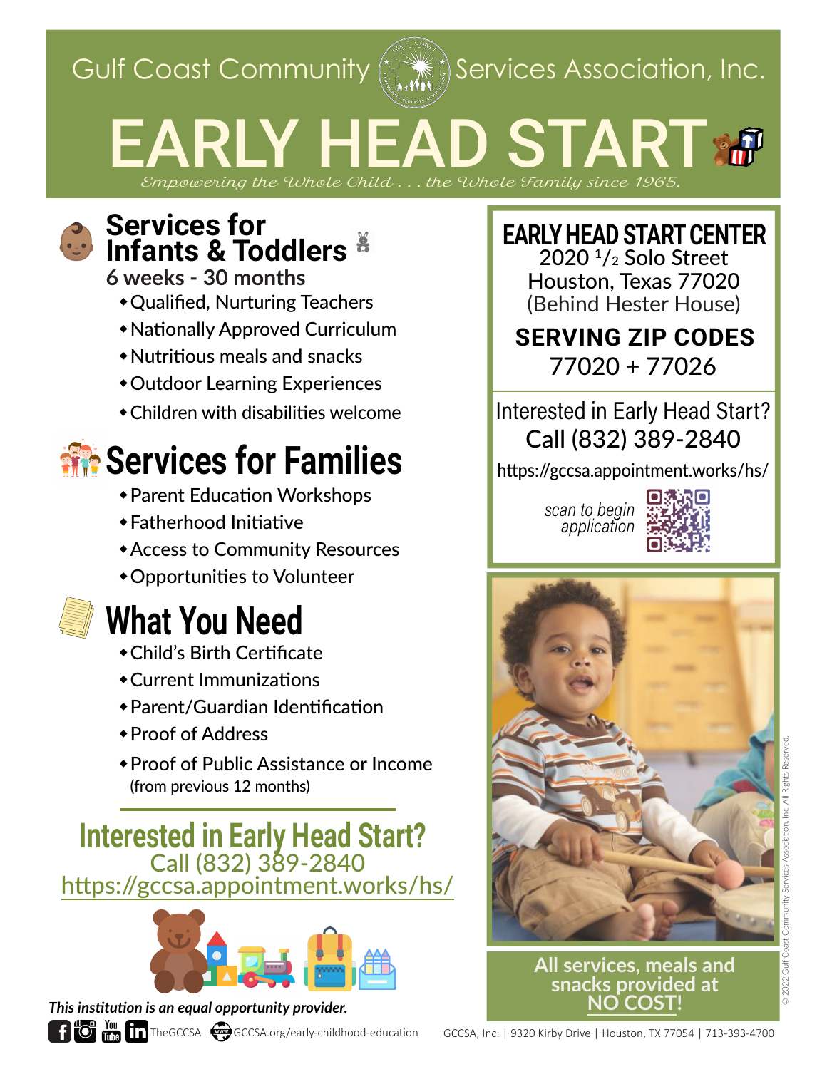Gulf Coast Community Services Association, Inc.

# EARLY HEAD START

*Empowering the Whole Child . . . the Whole Family since 1965.*

## Services for Infants & Toddlers

**6 weeks - 30 months**

- Qualified, Nurturing Teachers
- Nationally Approved Curriculum
- Nutritious meals and snacks
- Outdoor Learning Experiences
- Children with disabilities welcome

## Services for Families

- Parent Education Workshops
- Fatherhood Initiative
- Access to Community Resources
- Opportunities to Volunteer

## What You Need

- Child's Birth Certificate
- Current Immunizations
- Parent/Guardian Identification
- Proof of Address
- Proof of Public Assistance or Income (from previous 12 months)

## Interested in Early Head Start?

Call (832) 389-2840

https://gccsa.appointment.works/hs/

*This institution is an equal opportunity provider.*

TheGCCSA GCCSA.org/early-childhood-education

## EARLY HEAD START CENTER

2020 1/2 Solo Street
Houston, Texas 77020
(Behind Hester House)

**SERVING ZIP CODES**
77020 + 77026

Interested in Early Head Start?
Call (832) 389-2840
https://gccsa.appointment.works/hs/

*scan to begin application*

**All services, meals and snacks provided at NO COST!**

GCCSA, Inc. | 9320 Kirby Drive | Houston, TX 77054 | 713-393-4700

© 2022 Gulf Coast Community Services Association, Inc. All Rights Reserved.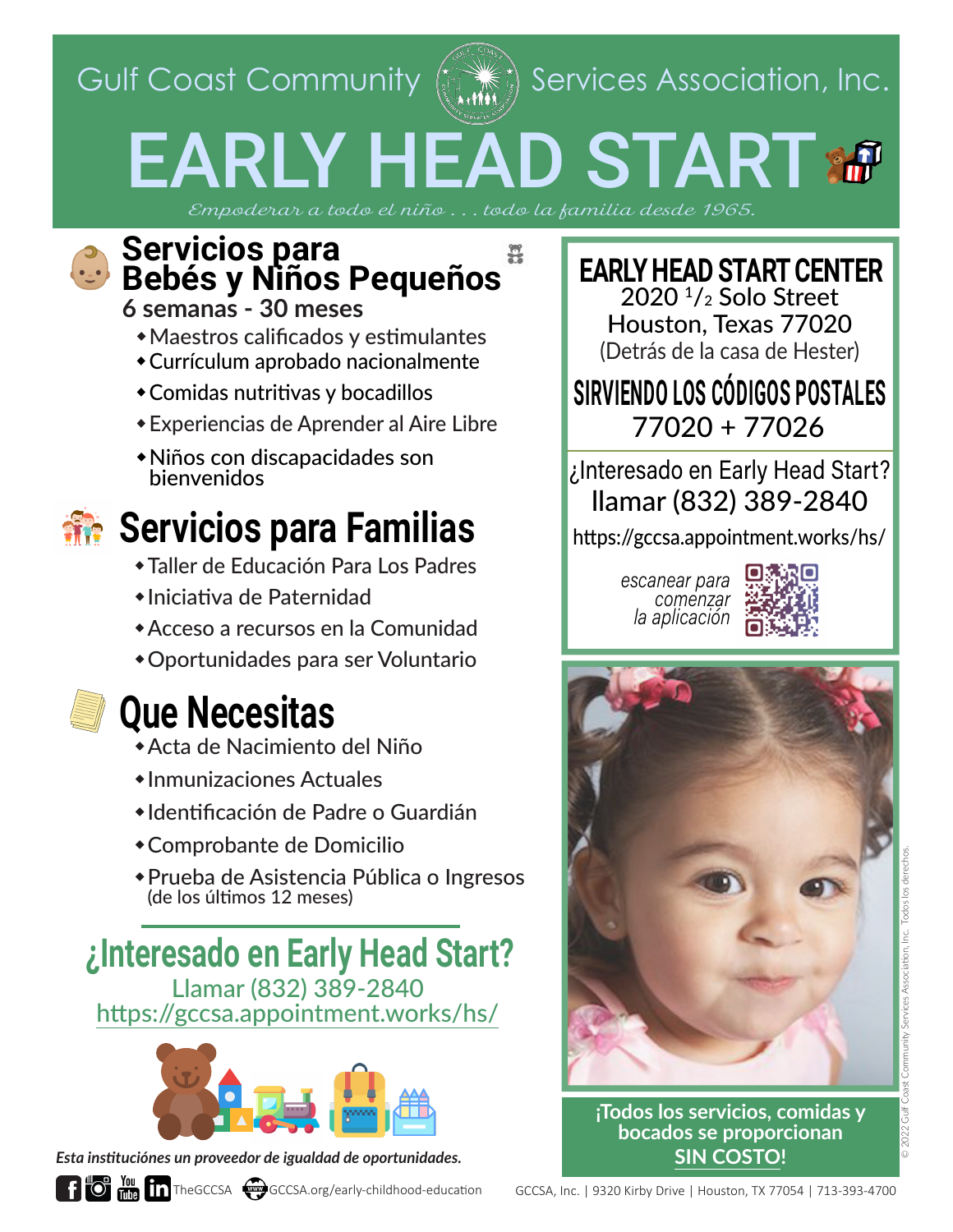Gulf Coast Community Services Association, Inc.

# EARLY HEAD START

*Empoderar a todo el niño . . . todo la familia desde 1965.*

## Servicios para Bebés y Niños Pequeños

**6 semanas - 30 meses**

- Maestros calificados y estimulantes
- Currículum aprobado nacionalmente
- Comidas nutritivas y bocadillos
- Experiencias de Aprender al Aire Libre
- Niños con discapacidades son bienvenidos

## Servicios para Familias

- Taller de Educación Para Los Padres
- Iniciativa de Paternidad
- Acceso a recursos en la Comunidad
- Oportunidades para ser Voluntario

## Que Necesitas

- Acta de Nacimiento del Niño
- Inmunizaciones Actuales
- Identificación de Padre o Guardián
- Comprobante de Domicilio
- Prueba de Asistencia Pública o Ingresos (de los últimos 12 meses)

## ¿Interesado en Early Head Start?

Llamar (832) 389-2840

https://gccsa.appointment.works/hs/

*Esta instituciónes un proveedor de igualdad de oportunidades.*

TheGCCSA | GCCSA.org/early-childhood-education

**EARLY HEAD START CENTER**

2020 $1/2$ Solo Street
Houston, Texas 77020
(Detrás de la casa de Hester)

**SIRVIENDO LOS CÓDIGOS POSTALES**

77020 + 77026

¿Interesado en Early Head Start?
llamar (832) 389-2840
https://gccsa.appointment.works/hs/

*escanear para comenzar la aplicación*

**¡Todos los servicios, comidas y bocados se proporcionan SIN COSTO!**

© 2022 Gulf Coast Community Services Association, Inc. Todos los derechos.

GCCSA, Inc. | 9320 Kirby Drive | Houston, TX 77054 | 713-393-4700